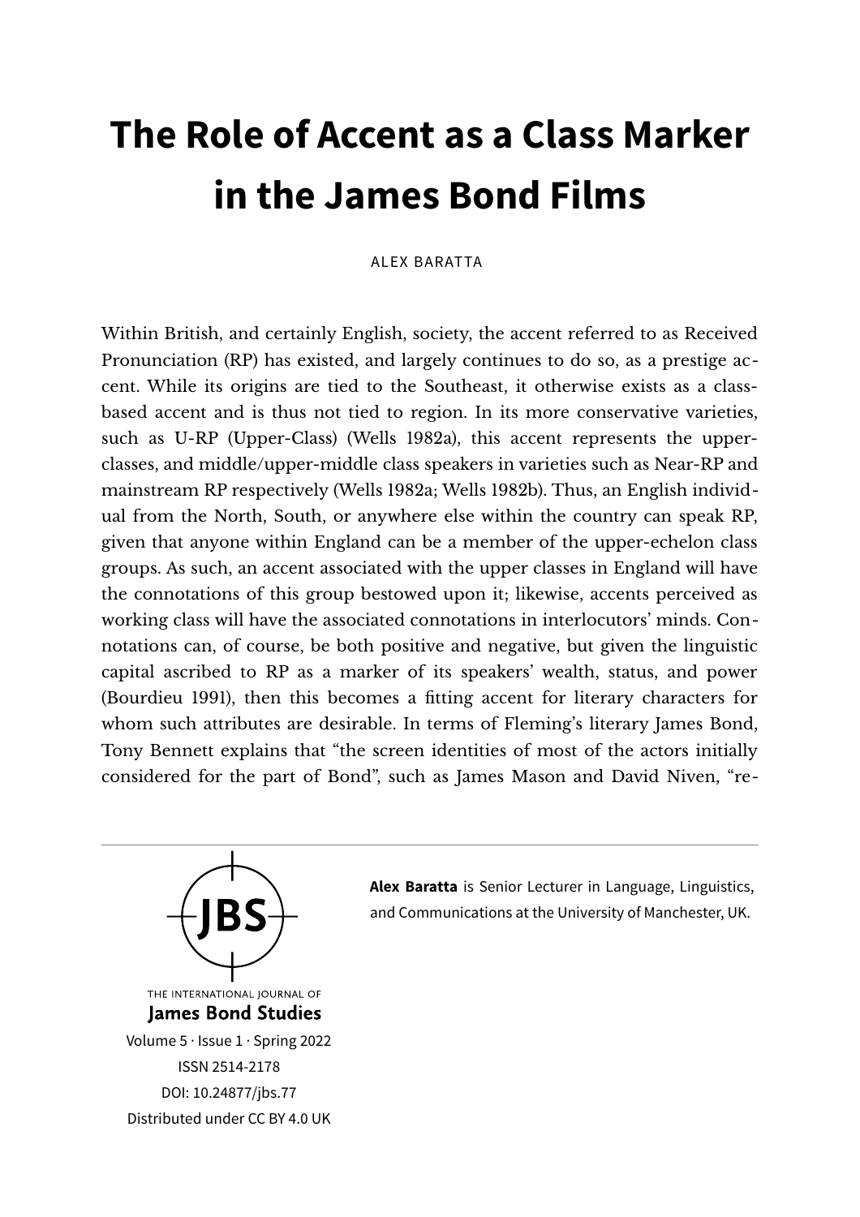# The Role of Accent as a Class Marker in the James Bond Films

ALEX BARATTA

Within British, and certainly English, society, the accent referred to as Received Pronunciation (RP) has existed, and largely continues to do so, as a prestige accent. While its origins are tied to the Southeast, it otherwise exists as a class-based accent and is thus not tied to region. In its more conservative varieties, such as U-RP (Upper-Class) (Wells 1982a), this accent represents the upper-classes, and middle/upper-middle class speakers in varieties such as Near-RP and mainstream RP respectively (Wells 1982a; Wells 1982b). Thus, an English individual from the North, South, or anywhere else within the country can speak RP, given that anyone within England can be a member of the upper-echelon class groups. As such, an accent associated with the upper classes in England will have the connotations of this group bestowed upon it; likewise, accents perceived as working class will have the associated connotations in interlocutors' minds. Connotations can, of course, be both positive and negative, but given the linguistic capital ascribed to RP as a marker of its speakers' wealth, status, and power (Bourdieu 1991), then this becomes a fitting accent for literary characters for whom such attributes are desirable. In terms of Fleming's literary James Bond, Tony Bennett explains that "the screen identities of most of the actors initially considered for the part of Bond", such as James Mason and David Niven, "re-

**Alex Baratta** is Senior Lecturer in Language, Linguistics, and Communications at the University of Manchester, UK.

THE INTERNATIONAL JOURNAL OF
James Bond Studies
Volume 5 · Issue 1 · Spring 2022
ISSN 2514-2178
DOI: 10.24877/jbs.77
Distributed under CC BY 4.0 UK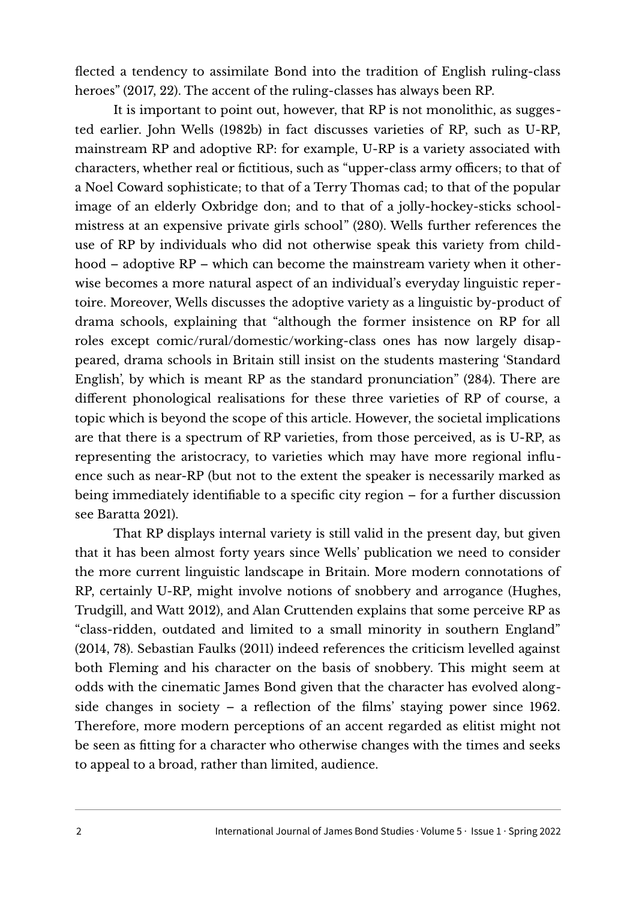flected a tendency to assimilate Bond into the tradition of English ruling-class heroes" (2017, 22). The accent of the ruling-classes has always been RP.

It is important to point out, however, that RP is not monolithic, as suggested earlier. John Wells (1982b) in fact discusses varieties of RP, such as U-RP, mainstream RP and adoptive RP: for example, U-RP is a variety associated with characters, whether real or fictitious, such as "upper-class army officers; to that of a Noel Coward sophisticate; to that of a Terry Thomas cad; to that of the popular image of an elderly Oxbridge don; and to that of a jolly-hockey-sticks schoolmistress at an expensive private girls school" (280). Wells further references the use of RP by individuals who did not otherwise speak this variety from childhood – adoptive RP – which can become the mainstream variety when it otherwise becomes a more natural aspect of an individual's everyday linguistic repertoire. Moreover, Wells discusses the adoptive variety as a linguistic by-product of drama schools, explaining that "although the former insistence on RP for all roles except comic/rural/domestic/working-class ones has now largely disappeared, drama schools in Britain still insist on the students mastering 'Standard English', by which is meant RP as the standard pronunciation" (284). There are different phonological realisations for these three varieties of RP of course, a topic which is beyond the scope of this article. However, the societal implications are that there is a spectrum of RP varieties, from those perceived, as is U-RP, as representing the aristocracy, to varieties which may have more regional influence such as near-RP (but not to the extent the speaker is necessarily marked as being immediately identifiable to a specific city region – for a further discussion see Baratta 2021).

That RP displays internal variety is still valid in the present day, but given that it has been almost forty years since Wells' publication we need to consider the more current linguistic landscape in Britain. More modern connotations of RP, certainly U-RP, might involve notions of snobbery and arrogance (Hughes, Trudgill, and Watt 2012), and Alan Cruttenden explains that some perceive RP as "class-ridden, outdated and limited to a small minority in southern England" (2014, 78). Sebastian Faulks (2011) indeed references the criticism levelled against both Fleming and his character on the basis of snobbery. This might seem at odds with the cinematic James Bond given that the character has evolved alongside changes in society – a reflection of the films' staying power since 1962. Therefore, more modern perceptions of an accent regarded as elitist might not be seen as fitting for a character who otherwise changes with the times and seeks to appeal to a broad, rather than limited, audience.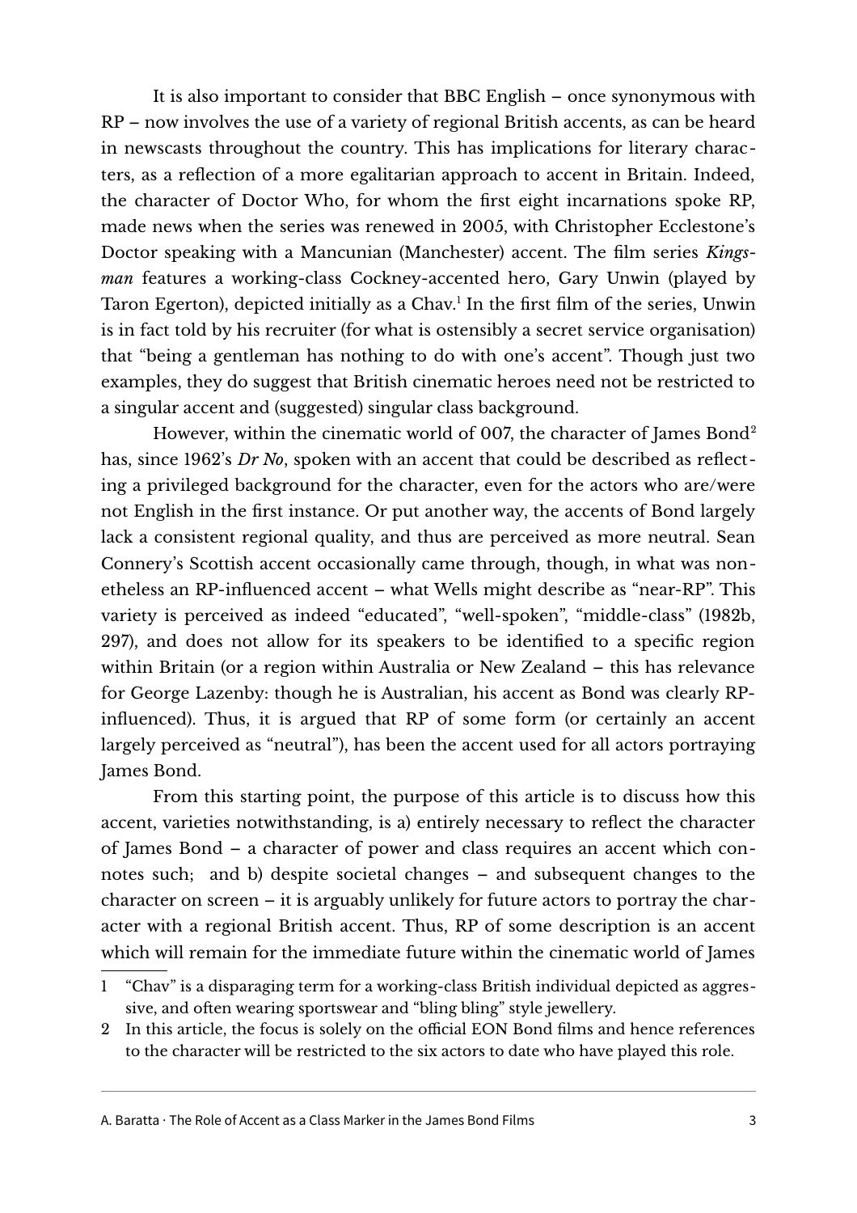It is also important to consider that BBC English – once synonymous with RP – now involves the use of a variety of regional British accents, as can be heard in newscasts throughout the country. This has implications for literary characters, as a reflection of a more egalitarian approach to accent in Britain. Indeed, the character of Doctor Who, for whom the first eight incarnations spoke RP, made news when the series was renewed in 2005, with Christopher Ecclestone's Doctor speaking with a Mancunian (Manchester) accent. The film series *Kingsman* features a working-class Cockney-accented hero, Gary Unwin (played by Taron Egerton), depicted initially as a Chav.[1] In the first film of the series, Unwin is in fact told by his recruiter (for what is ostensibly a secret service organisation) that "being a gentleman has nothing to do with one's accent". Though just two examples, they do suggest that British cinematic heroes need not be restricted to a singular accent and (suggested) singular class background.

However, within the cinematic world of 007, the character of James Bond[2] has, since 1962's *Dr No*, spoken with an accent that could be described as reflecting a privileged background for the character, even for the actors who are/were not English in the first instance. Or put another way, the accents of Bond largely lack a consistent regional quality, and thus are perceived as more neutral. Sean Connery's Scottish accent occasionally came through, though, in what was nonetheless an RP-influenced accent – what Wells might describe as "near-RP". This variety is perceived as indeed "educated", "well-spoken", "middle-class" (1982b, 297), and does not allow for its speakers to be identified to a specific region within Britain (or a region within Australia or New Zealand – this has relevance for George Lazenby: though he is Australian, his accent as Bond was clearly RP-influenced). Thus, it is argued that RP of some form (or certainly an accent largely perceived as "neutral"), has been the accent used for all actors portraying James Bond.

From this starting point, the purpose of this article is to discuss how this accent, varieties notwithstanding, is a) entirely necessary to reflect the character of James Bond – a character of power and class requires an accent which connotes such; and b) despite societal changes – and subsequent changes to the character on screen – it is arguably unlikely for future actors to portray the character with a regional British accent. Thus, RP of some description is an accent which will remain for the immediate future within the cinematic world of James

---

1 "Chav" is a disparaging term for a working-class British individual depicted as aggressive, and often wearing sportswear and "bling bling" style jewellery.

2 In this article, the focus is solely on the official EON Bond films and hence references to the character will be restricted to the six actors to date who have played this role.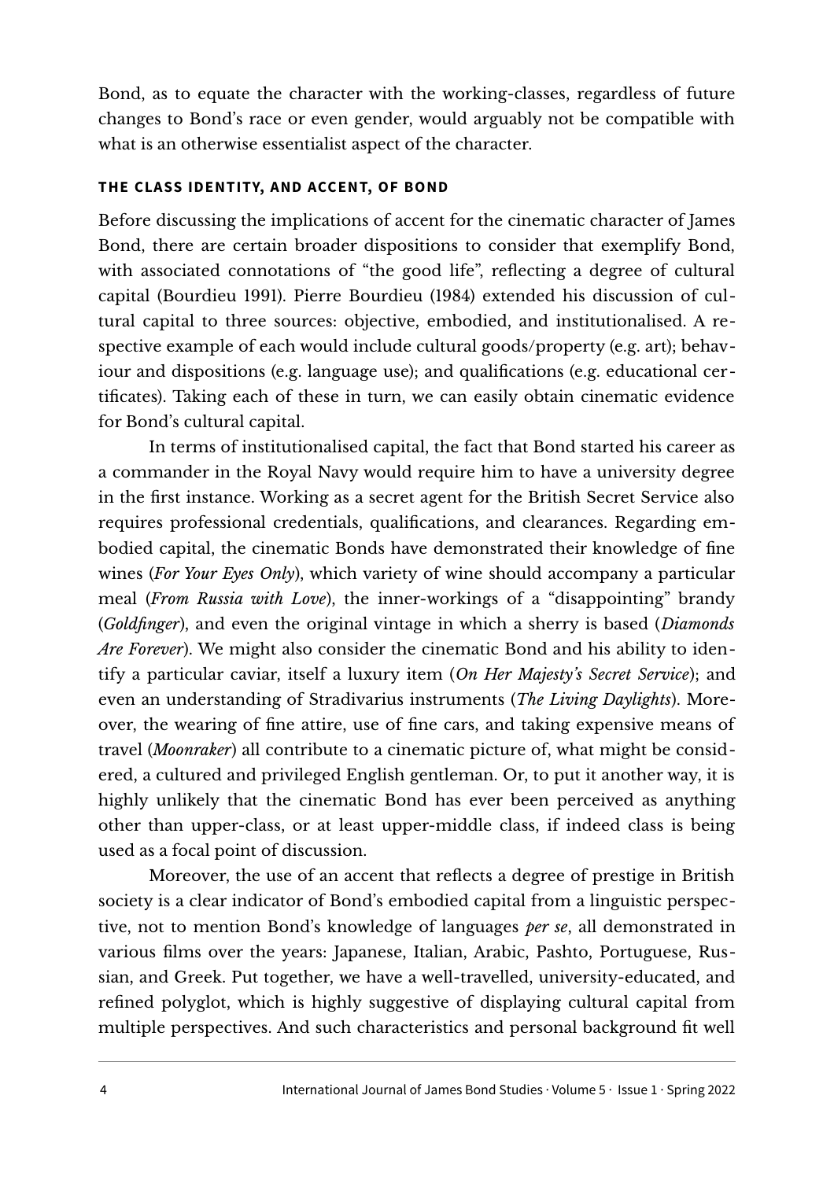Bond, as to equate the character with the working-classes, regardless of future changes to Bond's race or even gender, would arguably not be compatible with what is an otherwise essentialist aspect of the character.

### THE CLASS IDENTITY, AND ACCENT, OF BOND

Before discussing the implications of accent for the cinematic character of James Bond, there are certain broader dispositions to consider that exemplify Bond, with associated connotations of "the good life", reflecting a degree of cultural capital (Bourdieu 1991). Pierre Bourdieu (1984) extended his discussion of cultural capital to three sources: objective, embodied, and institutionalised. A respective example of each would include cultural goods/property (e.g. art); behaviour and dispositions (e.g. language use); and qualifications (e.g. educational certificates). Taking each of these in turn, we can easily obtain cinematic evidence for Bond's cultural capital.

In terms of institutionalised capital, the fact that Bond started his career as a commander in the Royal Navy would require him to have a university degree in the first instance. Working as a secret agent for the British Secret Service also requires professional credentials, qualifications, and clearances. Regarding embodied capital, the cinematic Bonds have demonstrated their knowledge of fine wines (*For Your Eyes Only*), which variety of wine should accompany a particular meal (*From Russia with Love*), the inner-workings of a "disappointing" brandy (*Goldfinger*), and even the original vintage in which a sherry is based (*Diamonds Are Forever*). We might also consider the cinematic Bond and his ability to identify a particular caviar, itself a luxury item (*On Her Majesty's Secret Service*); and even an understanding of Stradivarius instruments (*The Living Daylights*). Moreover, the wearing of fine attire, use of fine cars, and taking expensive means of travel (*Moonraker*) all contribute to a cinematic picture of, what might be considered, a cultured and privileged English gentleman. Or, to put it another way, it is highly unlikely that the cinematic Bond has ever been perceived as anything other than upper-class, or at least upper-middle class, if indeed class is being used as a focal point of discussion.

Moreover, the use of an accent that reflects a degree of prestige in British society is a clear indicator of Bond's embodied capital from a linguistic perspective, not to mention Bond's knowledge of languages *per se*, all demonstrated in various films over the years: Japanese, Italian, Arabic, Pashto, Portuguese, Russian, and Greek. Put together, we have a well-travelled, university-educated, and refined polyglot, which is highly suggestive of displaying cultural capital from multiple perspectives. And such characteristics and personal background fit well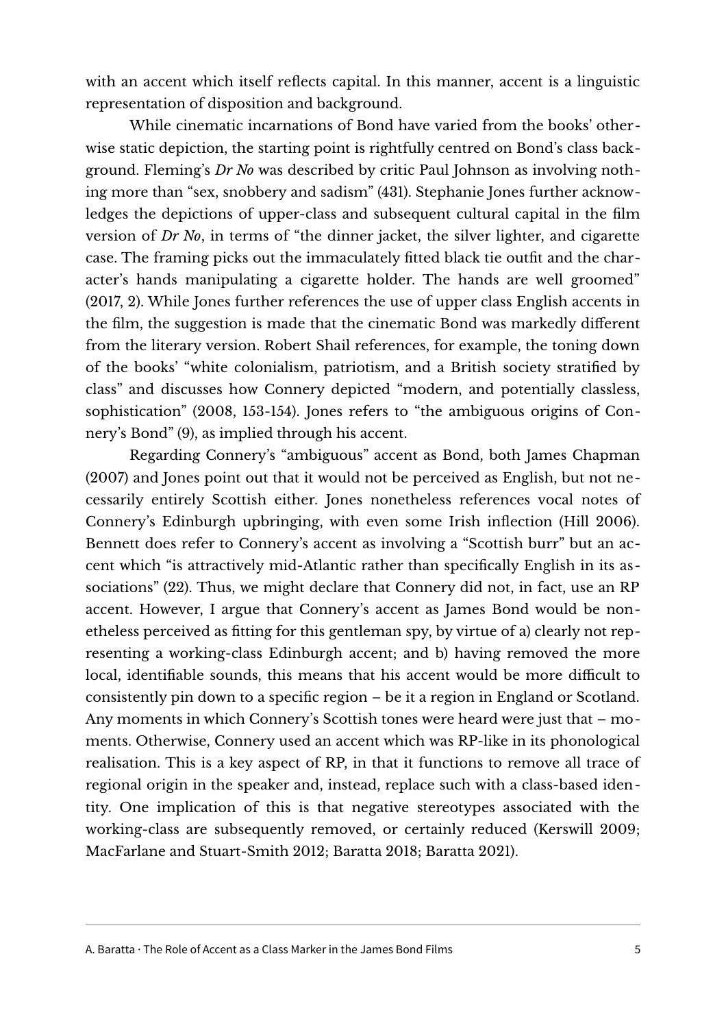with an accent which itself reflects capital. In this manner, accent is a linguistic representation of disposition and background.

While cinematic incarnations of Bond have varied from the books' otherwise static depiction, the starting point is rightfully centred on Bond's class background. Fleming's *Dr No* was described by critic Paul Johnson as involving nothing more than "sex, snobbery and sadism" (431). Stephanie Jones further acknowledges the depictions of upper-class and subsequent cultural capital in the film version of *Dr No*, in terms of "the dinner jacket, the silver lighter, and cigarette case. The framing picks out the immaculately fitted black tie outfit and the character's hands manipulating a cigarette holder. The hands are well groomed" (2017, 2). While Jones further references the use of upper class English accents in the film, the suggestion is made that the cinematic Bond was markedly different from the literary version. Robert Shail references, for example, the toning down of the books' "white colonialism, patriotism, and a British society stratified by class" and discusses how Connery depicted "modern, and potentially classless, sophistication" (2008, 153-154). Jones refers to "the ambiguous origins of Connery's Bond" (9), as implied through his accent.

Regarding Connery's "ambiguous" accent as Bond, both James Chapman (2007) and Jones point out that it would not be perceived as English, but not necessarily entirely Scottish either. Jones nonetheless references vocal notes of Connery's Edinburgh upbringing, with even some Irish inflection (Hill 2006). Bennett does refer to Connery's accent as involving a "Scottish burr" but an accent which "is attractively mid-Atlantic rather than specifically English in its associations" (22). Thus, we might declare that Connery did not, in fact, use an RP accent. However, I argue that Connery's accent as James Bond would be nonetheless perceived as fitting for this gentleman spy, by virtue of a) clearly not representing a working-class Edinburgh accent; and b) having removed the more local, identifiable sounds, this means that his accent would be more difficult to consistently pin down to a specific region – be it a region in England or Scotland. Any moments in which Connery's Scottish tones were heard were just that – moments. Otherwise, Connery used an accent which was RP-like in its phonological realisation. This is a key aspect of RP, in that it functions to remove all trace of regional origin in the speaker and, instead, replace such with a class-based identity. One implication of this is that negative stereotypes associated with the working-class are subsequently removed, or certainly reduced (Kerswill 2009; MacFarlane and Stuart-Smith 2012; Baratta 2018; Baratta 2021).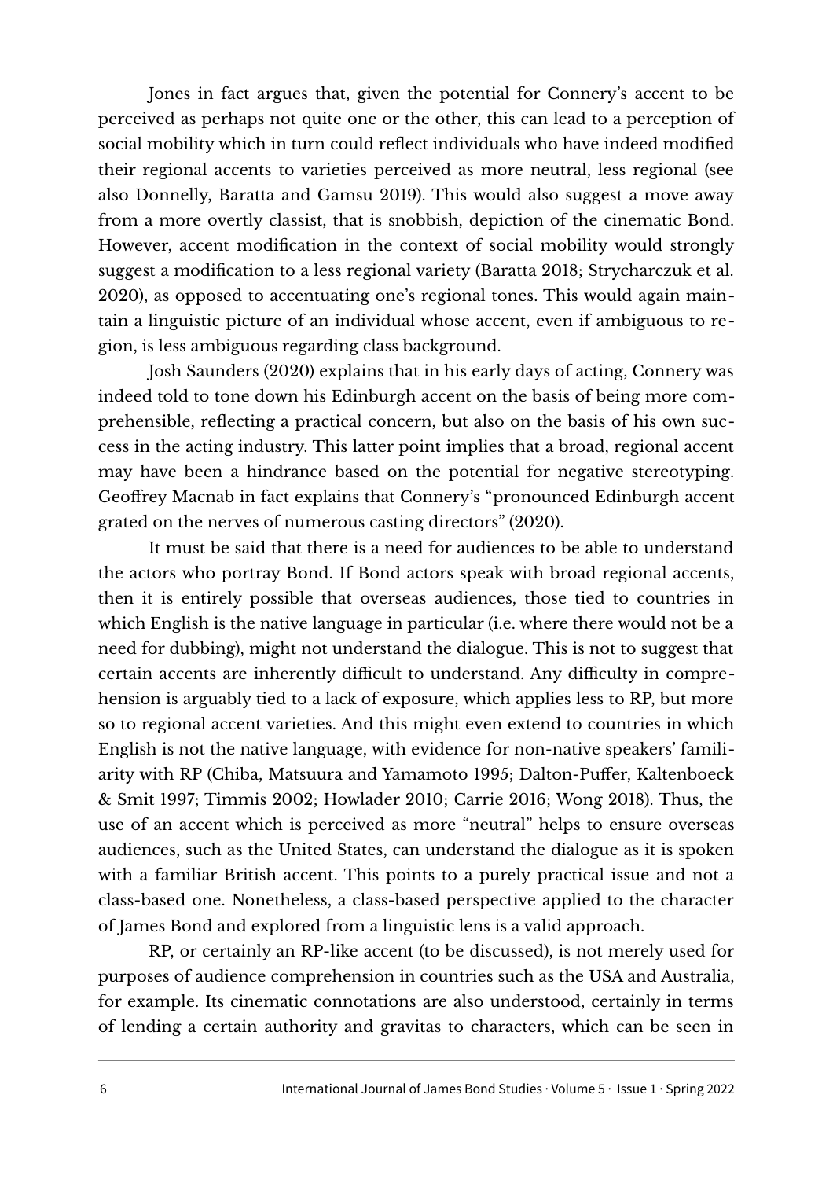Jones in fact argues that, given the potential for Connery's accent to be perceived as perhaps not quite one or the other, this can lead to a perception of social mobility which in turn could reflect individuals who have indeed modified their regional accents to varieties perceived as more neutral, less regional (see also Donnelly, Baratta and Gamsu 2019). This would also suggest a move away from a more overtly classist, that is snobbish, depiction of the cinematic Bond. However, accent modification in the context of social mobility would strongly suggest a modification to a less regional variety (Baratta 2018; Strycharczuk et al. 2020), as opposed to accentuating one's regional tones. This would again maintain a linguistic picture of an individual whose accent, even if ambiguous to region, is less ambiguous regarding class background.

Josh Saunders (2020) explains that in his early days of acting, Connery was indeed told to tone down his Edinburgh accent on the basis of being more comprehensible, reflecting a practical concern, but also on the basis of his own success in the acting industry. This latter point implies that a broad, regional accent may have been a hindrance based on the potential for negative stereotyping. Geoffrey Macnab in fact explains that Connery's "pronounced Edinburgh accent grated on the nerves of numerous casting directors" (2020).

It must be said that there is a need for audiences to be able to understand the actors who portray Bond. If Bond actors speak with broad regional accents, then it is entirely possible that overseas audiences, those tied to countries in which English is the native language in particular (i.e. where there would not be a need for dubbing), might not understand the dialogue. This is not to suggest that certain accents are inherently difficult to understand. Any difficulty in comprehension is arguably tied to a lack of exposure, which applies less to RP, but more so to regional accent varieties. And this might even extend to countries in which English is not the native language, with evidence for non-native speakers' familiarity with RP (Chiba, Matsuura and Yamamoto 1995; Dalton-Puffer, Kaltenboeck & Smit 1997; Timmis 2002; Howlader 2010; Carrie 2016; Wong 2018). Thus, the use of an accent which is perceived as more "neutral" helps to ensure overseas audiences, such as the United States, can understand the dialogue as it is spoken with a familiar British accent. This points to a purely practical issue and not a class-based one. Nonetheless, a class-based perspective applied to the character of James Bond and explored from a linguistic lens is a valid approach.

RP, or certainly an RP-like accent (to be discussed), is not merely used for purposes of audience comprehension in countries such as the USA and Australia, for example. Its cinematic connotations are also understood, certainly in terms of lending a certain authority and gravitas to characters, which can be seen in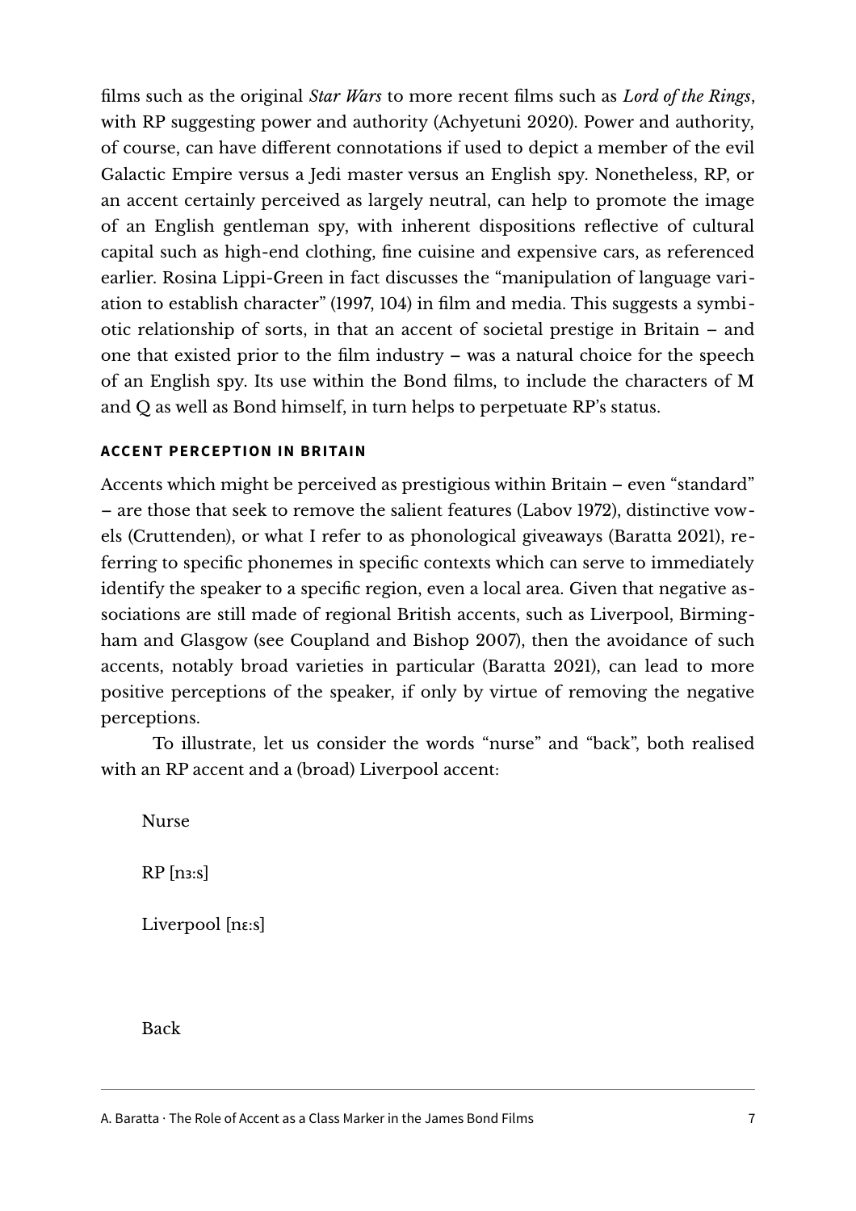films such as the original *Star Wars* to more recent films such as *Lord of the Rings*, with RP suggesting power and authority (Achyetuni 2020). Power and authority, of course, can have different connotations if used to depict a member of the evil Galactic Empire versus a Jedi master versus an English spy. Nonetheless, RP, or an accent certainly perceived as largely neutral, can help to promote the image of an English gentleman spy, with inherent dispositions reflective of cultural capital such as high-end clothing, fine cuisine and expensive cars, as referenced earlier. Rosina Lippi-Green in fact discusses the "manipulation of language variation to establish character" (1997, 104) in film and media. This suggests a symbiotic relationship of sorts, in that an accent of societal prestige in Britain – and one that existed prior to the film industry – was a natural choice for the speech of an English spy. Its use within the Bond films, to include the characters of M and Q as well as Bond himself, in turn helps to perpetuate RP's status.

### ACCENT PERCEPTION IN BRITAIN

Accents which might be perceived as prestigious within Britain – even "standard" – are those that seek to remove the salient features (Labov 1972), distinctive vowels (Cruttenden), or what I refer to as phonological giveaways (Baratta 2021), referring to specific phonemes in specific contexts which can serve to immediately identify the speaker to a specific region, even a local area. Given that negative associations are still made of regional British accents, such as Liverpool, Birmingham and Glasgow (see Coupland and Bishop 2007), then the avoidance of such accents, notably broad varieties in particular (Baratta 2021), can lead to more positive perceptions of the speaker, if only by virtue of removing the negative perceptions.

To illustrate, let us consider the words "nurse" and "back", both realised with an RP accent and a (broad) Liverpool accent:

Nurse

RP [nɜːs]

Liverpool [nɛːs]

Back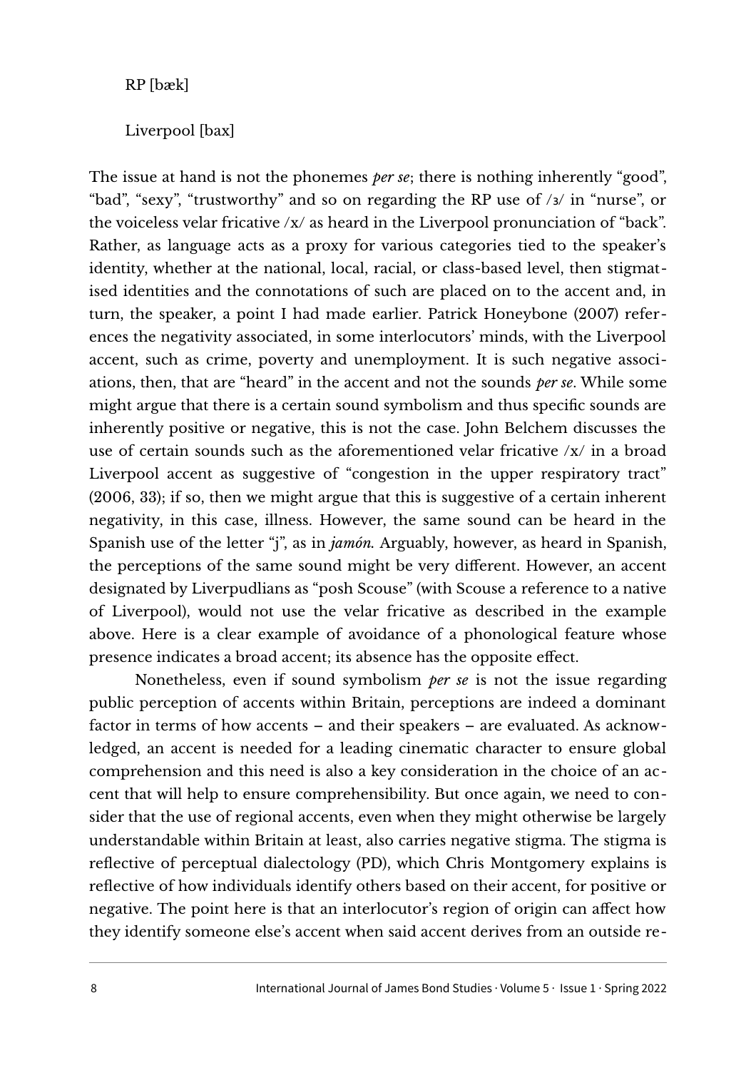RP [bæk]

Liverpool [bax]

The issue at hand is not the phonemes *per se*; there is nothing inherently "good", "bad", "sexy", "trustworthy" and so on regarding the RP use of /ɜ/ in "nurse", or the voiceless velar fricative /x/ as heard in the Liverpool pronunciation of "back". Rather, as language acts as a proxy for various categories tied to the speaker's identity, whether at the national, local, racial, or class-based level, then stigmatised identities and the connotations of such are placed on to the accent and, in turn, the speaker, a point I had made earlier. Patrick Honeybone (2007) references the negativity associated, in some interlocutors' minds, with the Liverpool accent, such as crime, poverty and unemployment. It is such negative associations, then, that are "heard" in the accent and not the sounds *per se*. While some might argue that there is a certain sound symbolism and thus specific sounds are inherently positive or negative, this is not the case. John Belchem discusses the use of certain sounds such as the aforementioned velar fricative /x/ in a broad Liverpool accent as suggestive of "congestion in the upper respiratory tract" (2006, 33); if so, then we might argue that this is suggestive of a certain inherent negativity, in this case, illness. However, the same sound can be heard in the Spanish use of the letter "j", as in *jamón*. Arguably, however, as heard in Spanish, the perceptions of the same sound might be very different. However, an accent designated by Liverpudlians as "posh Scouse" (with Scouse a reference to a native of Liverpool), would not use the velar fricative as described in the example above. Here is a clear example of avoidance of a phonological feature whose presence indicates a broad accent; its absence has the opposite effect.

Nonetheless, even if sound symbolism *per se* is not the issue regarding public perception of accents within Britain, perceptions are indeed a dominant factor in terms of how accents – and their speakers – are evaluated. As acknowledged, an accent is needed for a leading cinematic character to ensure global comprehension and this need is also a key consideration in the choice of an accent that will help to ensure comprehensibility. But once again, we need to consider that the use of regional accents, even when they might otherwise be largely understandable within Britain at least, also carries negative stigma. The stigma is reflective of perceptual dialectology (PD), which Chris Montgomery explains is reflective of how individuals identify others based on their accent, for positive or negative. The point here is that an interlocutor's region of origin can affect how they identify someone else's accent when said accent derives from an outside re-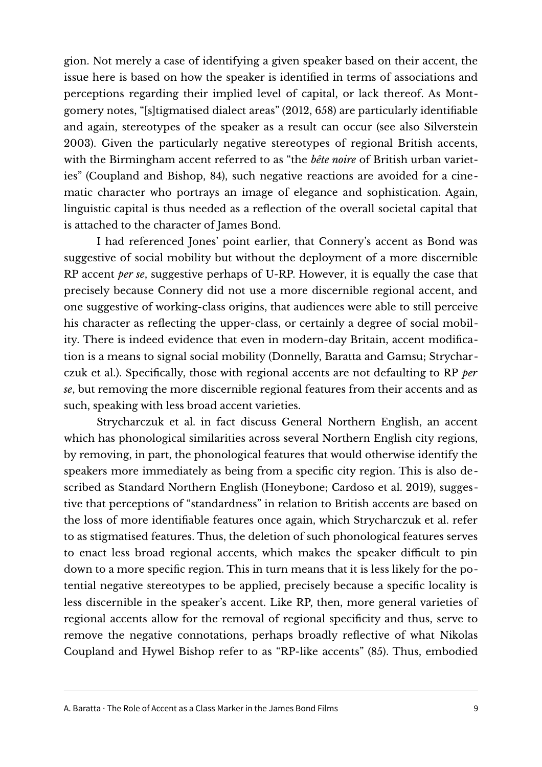gion. Not merely a case of identifying a given speaker based on their accent, the issue here is based on how the speaker is identified in terms of associations and perceptions regarding their implied level of capital, or lack thereof. As Montgomery notes, "[s]tigmatised dialect areas" (2012, 658) are particularly identifiable and again, stereotypes of the speaker as a result can occur (see also Silverstein 2003). Given the particularly negative stereotypes of regional British accents, with the Birmingham accent referred to as "the *bête noire* of British urban varieties" (Coupland and Bishop, 84), such negative reactions are avoided for a cinematic character who portrays an image of elegance and sophistication. Again, linguistic capital is thus needed as a reflection of the overall societal capital that is attached to the character of James Bond.

I had referenced Jones' point earlier, that Connery's accent as Bond was suggestive of social mobility but without the deployment of a more discernible RP accent *per se*, suggestive perhaps of U-RP. However, it is equally the case that precisely because Connery did not use a more discernible regional accent, and one suggestive of working-class origins, that audiences were able to still perceive his character as reflecting the upper-class, or certainly a degree of social mobility. There is indeed evidence that even in modern-day Britain, accent modification is a means to signal social mobility (Donnelly, Baratta and Gamsu; Strycharczuk et al.). Specifically, those with regional accents are not defaulting to RP *per se*, but removing the more discernible regional features from their accents and as such, speaking with less broad accent varieties.

Strycharczuk et al. in fact discuss General Northern English, an accent which has phonological similarities across several Northern English city regions, by removing, in part, the phonological features that would otherwise identify the speakers more immediately as being from a specific city region. This is also described as Standard Northern English (Honeybone; Cardoso et al. 2019), suggestive that perceptions of "standardness" in relation to British accents are based on the loss of more identifiable features once again, which Strycharczuk et al. refer to as stigmatised features. Thus, the deletion of such phonological features serves to enact less broad regional accents, which makes the speaker difficult to pin down to a more specific region. This in turn means that it is less likely for the potential negative stereotypes to be applied, precisely because a specific locality is less discernible in the speaker's accent. Like RP, then, more general varieties of regional accents allow for the removal of regional specificity and thus, serve to remove the negative connotations, perhaps broadly reflective of what Nikolas Coupland and Hywel Bishop refer to as "RP-like accents" (85). Thus, embodied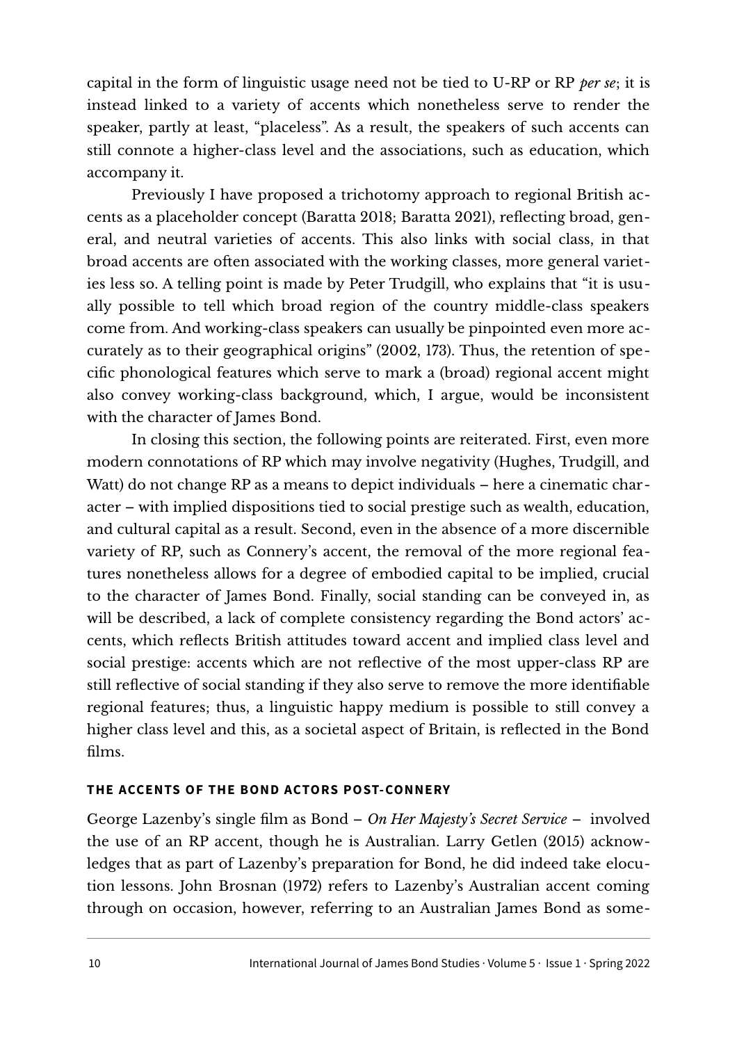capital in the form of linguistic usage need not be tied to U-RP or RP *per se*; it is instead linked to a variety of accents which nonetheless serve to render the speaker, partly at least, "placeless". As a result, the speakers of such accents can still connote a higher-class level and the associations, such as education, which accompany it.

Previously I have proposed a trichotomy approach to regional British accents as a placeholder concept (Baratta 2018; Baratta 2021), reflecting broad, general, and neutral varieties of accents. This also links with social class, in that broad accents are often associated with the working classes, more general varieties less so. A telling point is made by Peter Trudgill, who explains that "it is usually possible to tell which broad region of the country middle-class speakers come from. And working-class speakers can usually be pinpointed even more accurately as to their geographical origins" (2002, 173). Thus, the retention of specific phonological features which serve to mark a (broad) regional accent might also convey working-class background, which, I argue, would be inconsistent with the character of James Bond.

In closing this section, the following points are reiterated. First, even more modern connotations of RP which may involve negativity (Hughes, Trudgill, and Watt) do not change RP as a means to depict individuals – here a cinematic character – with implied dispositions tied to social prestige such as wealth, education, and cultural capital as a result. Second, even in the absence of a more discernible variety of RP, such as Connery's accent, the removal of the more regional features nonetheless allows for a degree of embodied capital to be implied, crucial to the character of James Bond. Finally, social standing can be conveyed in, as will be described, a lack of complete consistency regarding the Bond actors' accents, which reflects British attitudes toward accent and implied class level and social prestige: accents which are not reflective of the most upper-class RP are still reflective of social standing if they also serve to remove the more identifiable regional features; thus, a linguistic happy medium is possible to still convey a higher class level and this, as a societal aspect of Britain, is reflected in the Bond films.

## THE ACCENTS OF THE BOND ACTORS POST-CONNERY

George Lazenby's single film as Bond – *On Her Majesty's Secret Service* – involved the use of an RP accent, though he is Australian. Larry Getlen (2015) acknowledges that as part of Lazenby's preparation for Bond, he did indeed take elocution lessons. John Brosnan (1972) refers to Lazenby's Australian accent coming through on occasion, however, referring to an Australian James Bond as some-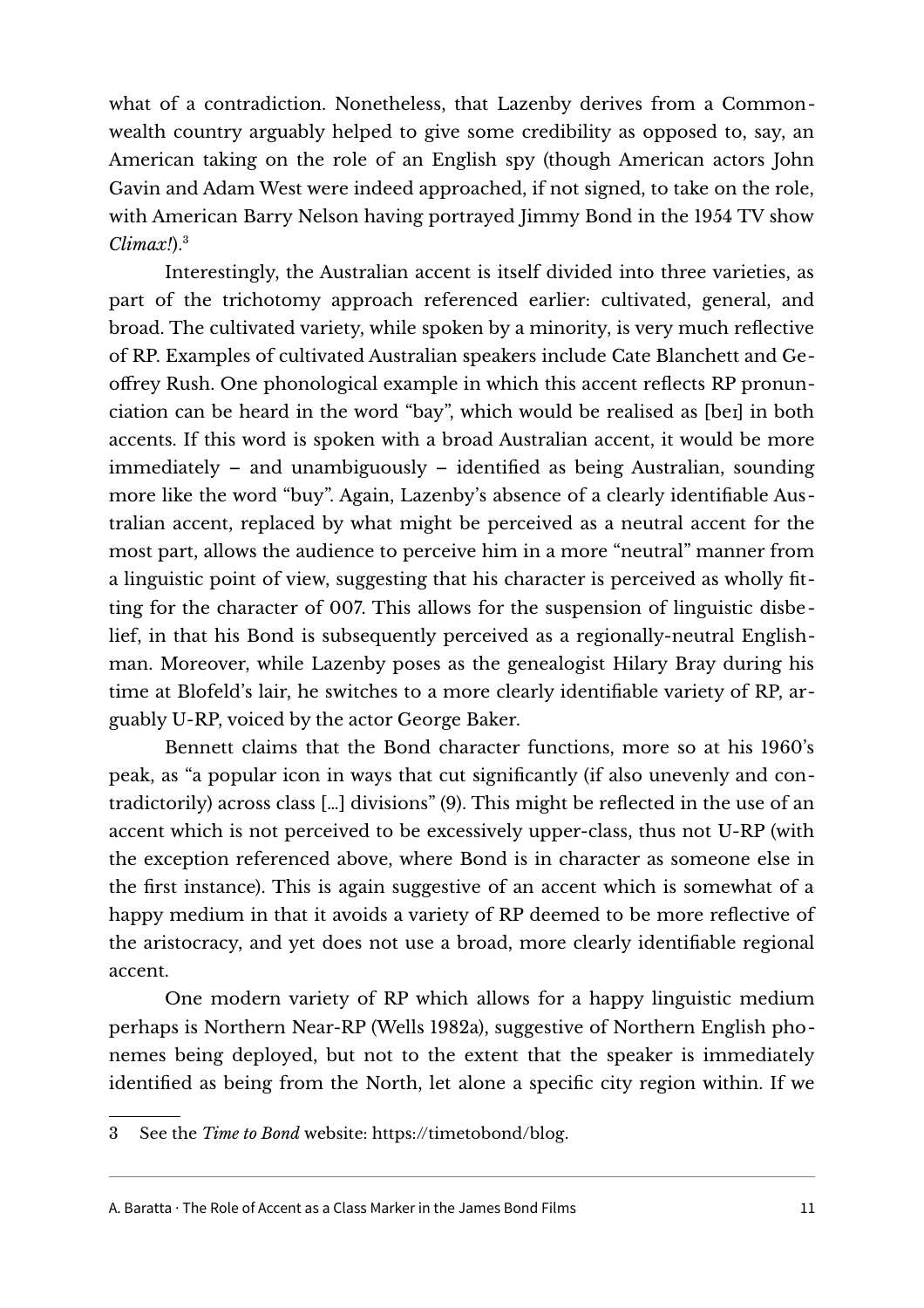what of a contradiction. Nonetheless, that Lazenby derives from a Commonwealth country arguably helped to give some credibility as opposed to, say, an American taking on the role of an English spy (though American actors John Gavin and Adam West were indeed approached, if not signed, to take on the role, with American Barry Nelson having portrayed Jimmy Bond in the 1954 TV show *Climax!*).[3]

Interestingly, the Australian accent is itself divided into three varieties, as part of the trichotomy approach referenced earlier: cultivated, general, and broad. The cultivated variety, while spoken by a minority, is very much reflective of RP. Examples of cultivated Australian speakers include Cate Blanchett and Geoffrey Rush. One phonological example in which this accent reflects RP pronunciation can be heard in the word "bay", which would be realised as [beɪ] in both accents. If this word is spoken with a broad Australian accent, it would be more immediately – and unambiguously – identified as being Australian, sounding more like the word "buy". Again, Lazenby's absence of a clearly identifiable Australian accent, replaced by what might be perceived as a neutral accent for the most part, allows the audience to perceive him in a more "neutral" manner from a linguistic point of view, suggesting that his character is perceived as wholly fitting for the character of 007. This allows for the suspension of linguistic disbelief, in that his Bond is subsequently perceived as a regionally-neutral Englishman. Moreover, while Lazenby poses as the genealogist Hilary Bray during his time at Blofeld's lair, he switches to a more clearly identifiable variety of RP, arguably U-RP, voiced by the actor George Baker.

Bennett claims that the Bond character functions, more so at his 1960's peak, as "a popular icon in ways that cut significantly (if also unevenly and contradictorily) across class [...] divisions" (9). This might be reflected in the use of an accent which is not perceived to be excessively upper-class, thus not U-RP (with the exception referenced above, where Bond is in character as someone else in the first instance). This is again suggestive of an accent which is somewhat of a happy medium in that it avoids a variety of RP deemed to be more reflective of the aristocracy, and yet does not use a broad, more clearly identifiable regional accent.

One modern variety of RP which allows for a happy linguistic medium perhaps is Northern Near-RP (Wells 1982a), suggestive of Northern English phonemes being deployed, but not to the extent that the speaker is immediately identified as being from the North, let alone a specific city region within. If we

---

3 See the *Time to Bond* website: https://timetobond/blog.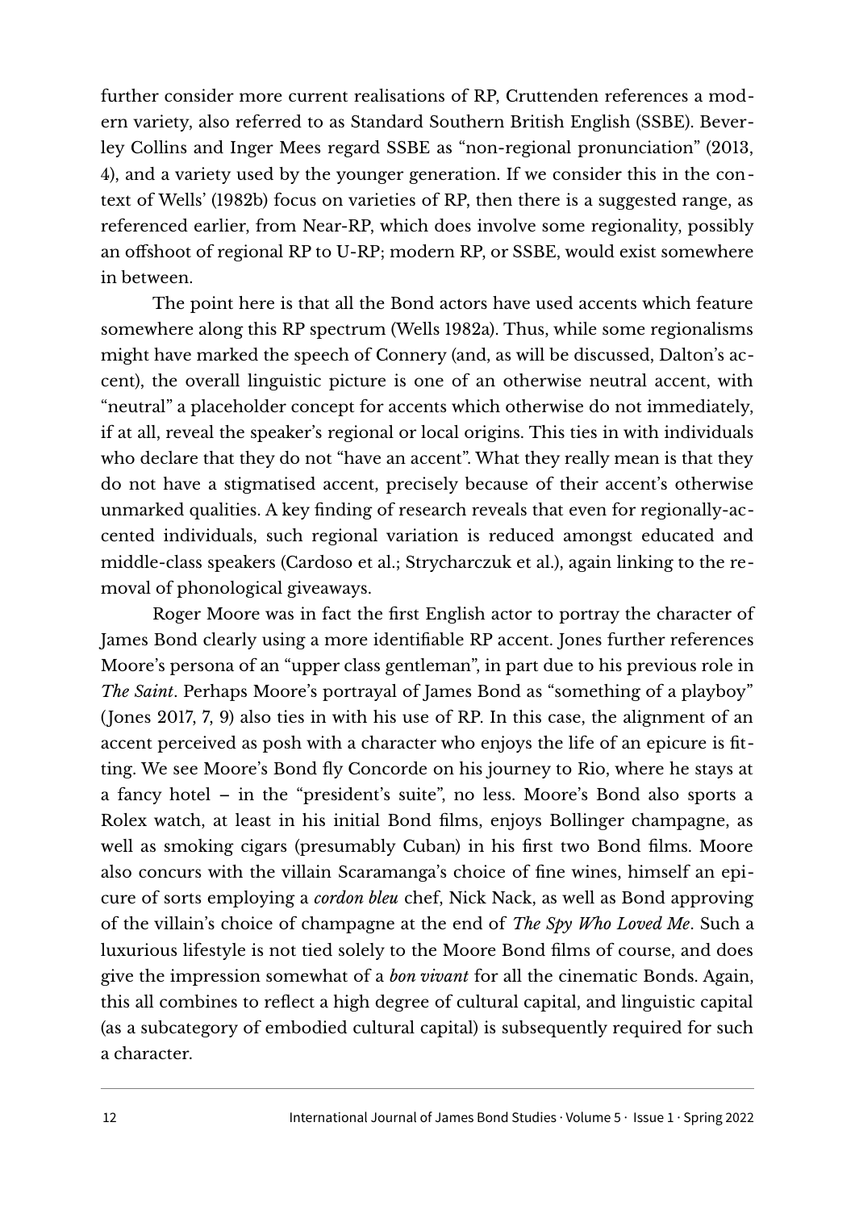further consider more current realisations of RP, Cruttenden references a modern variety, also referred to as Standard Southern British English (SSBE). Beverley Collins and Inger Mees regard SSBE as "non-regional pronunciation" (2013, 4), and a variety used by the younger generation. If we consider this in the context of Wells' (1982b) focus on varieties of RP, then there is a suggested range, as referenced earlier, from Near-RP, which does involve some regionality, possibly an offshoot of regional RP to U-RP; modern RP, or SSBE, would exist somewhere in between.

The point here is that all the Bond actors have used accents which feature somewhere along this RP spectrum (Wells 1982a). Thus, while some regionalisms might have marked the speech of Connery (and, as will be discussed, Dalton's accent), the overall linguistic picture is one of an otherwise neutral accent, with "neutral" a placeholder concept for accents which otherwise do not immediately, if at all, reveal the speaker's regional or local origins. This ties in with individuals who declare that they do not "have an accent". What they really mean is that they do not have a stigmatised accent, precisely because of their accent's otherwise unmarked qualities. A key finding of research reveals that even for regionally-accented individuals, such regional variation is reduced amongst educated and middle-class speakers (Cardoso et al.; Strycharczuk et al.), again linking to the removal of phonological giveaways.

Roger Moore was in fact the first English actor to portray the character of James Bond clearly using a more identifiable RP accent. Jones further references Moore's persona of an "upper class gentleman", in part due to his previous role in *The Saint*. Perhaps Moore's portrayal of James Bond as "something of a playboy" (Jones 2017, 7, 9) also ties in with his use of RP. In this case, the alignment of an accent perceived as posh with a character who enjoys the life of an epicure is fitting. We see Moore's Bond fly Concorde on his journey to Rio, where he stays at a fancy hotel – in the "president's suite", no less. Moore's Bond also sports a Rolex watch, at least in his initial Bond films, enjoys Bollinger champagne, as well as smoking cigars (presumably Cuban) in his first two Bond films. Moore also concurs with the villain Scaramanga's choice of fine wines, himself an epicure of sorts employing a *cordon bleu* chef, Nick Nack, as well as Bond approving of the villain's choice of champagne at the end of *The Spy Who Loved Me*. Such a luxurious lifestyle is not tied solely to the Moore Bond films of course, and does give the impression somewhat of a *bon vivant* for all the cinematic Bonds. Again, this all combines to reflect a high degree of cultural capital, and linguistic capital (as a subcategory of embodied cultural capital) is subsequently required for such a character.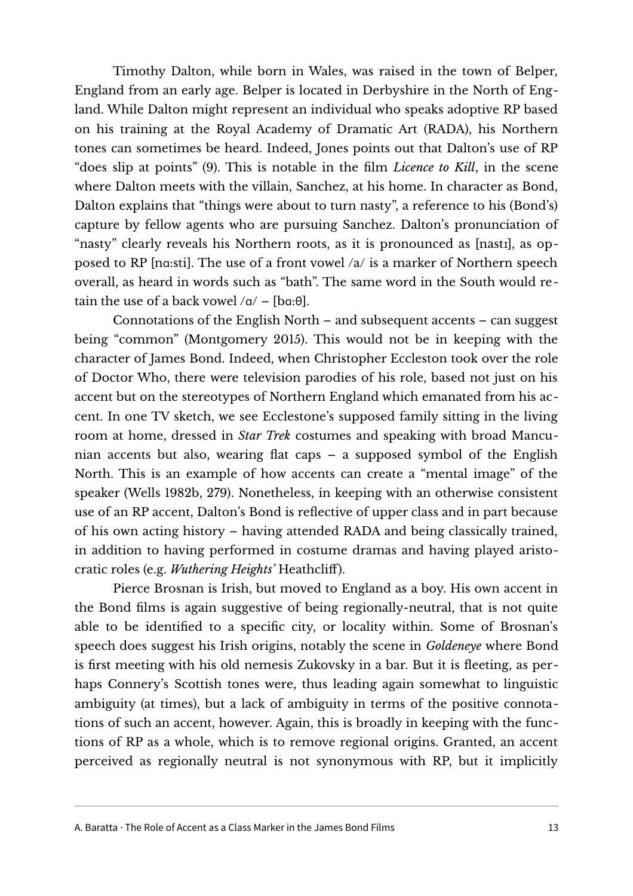Timothy Dalton, while born in Wales, was raised in the town of Belper, England from an early age. Belper is located in Derbyshire in the North of England. While Dalton might represent an individual who speaks adoptive RP based on his training at the Royal Academy of Dramatic Art (RADA), his Northern tones can sometimes be heard. Indeed, Jones points out that Dalton's use of RP "does slip at points" (9). This is notable in the film *Licence to Kill*, in the scene where Dalton meets with the villain, Sanchez, at his home. In character as Bond, Dalton explains that "things were about to turn nasty", a reference to his (Bond's) capture by fellow agents who are pursuing Sanchez. Dalton's pronunciation of "nasty" clearly reveals his Northern roots, as it is pronounced as [nastɪ], as opposed to RP [nɑːsti]. The use of a front vowel /a/ is a marker of Northern speech overall, as heard in words such as "bath". The same word in the South would retain the use of a back vowel /ɑ/ – [bɑːθ].

Connotations of the English North – and subsequent accents – can suggest being "common" (Montgomery 2015). This would not be in keeping with the character of James Bond. Indeed, when Christopher Eccleston took over the role of Doctor Who, there were television parodies of his role, based not just on his accent but on the stereotypes of Northern England which emanated from his accent. In one TV sketch, we see Ecclestone's supposed family sitting in the living room at home, dressed in *Star Trek* costumes and speaking with broad Mancunian accents but also, wearing flat caps – a supposed symbol of the English North. This is an example of how accents can create a "mental image" of the speaker (Wells 1982b, 279). Nonetheless, in keeping with an otherwise consistent use of an RP accent, Dalton's Bond is reflective of upper class and in part because of his own acting history – having attended RADA and being classically trained, in addition to having performed in costume dramas and having played aristocratic roles (e.g. *Wuthering Heights'* Heathcliff).

Pierce Brosnan is Irish, but moved to England as a boy. His own accent in the Bond films is again suggestive of being regionally-neutral, that is not quite able to be identified to a specific city, or locality within. Some of Brosnan's speech does suggest his Irish origins, notably the scene in *Goldeneye* where Bond is first meeting with his old nemesis Zukovsky in a bar. But it is fleeting, as perhaps Connery's Scottish tones were, thus leading again somewhat to linguistic ambiguity (at times), but a lack of ambiguity in terms of the positive connotations of such an accent, however. Again, this is broadly in keeping with the functions of RP as a whole, which is to remove regional origins. Granted, an accent perceived as regionally neutral is not synonymous with RP, but it implicitly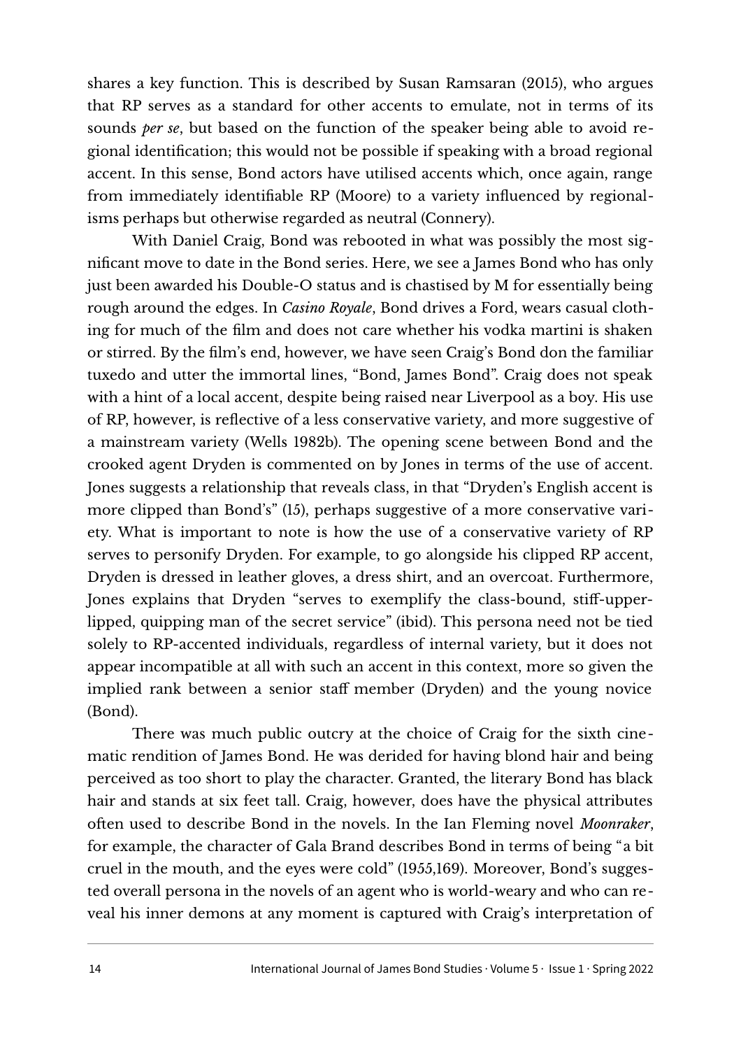shares a key function. This is described by Susan Ramsaran (2015), who argues that RP serves as a standard for other accents to emulate, not in terms of its sounds *per se*, but based on the function of the speaker being able to avoid regional identification; this would not be possible if speaking with a broad regional accent. In this sense, Bond actors have utilised accents which, once again, range from immediately identifiable RP (Moore) to a variety influenced by regionalisms perhaps but otherwise regarded as neutral (Connery).

With Daniel Craig, Bond was rebooted in what was possibly the most significant move to date in the Bond series. Here, we see a James Bond who has only just been awarded his Double-O status and is chastised by M for essentially being rough around the edges. In *Casino Royale*, Bond drives a Ford, wears casual clothing for much of the film and does not care whether his vodka martini is shaken or stirred. By the film's end, however, we have seen Craig's Bond don the familiar tuxedo and utter the immortal lines, "Bond, James Bond". Craig does not speak with a hint of a local accent, despite being raised near Liverpool as a boy. His use of RP, however, is reflective of a less conservative variety, and more suggestive of a mainstream variety (Wells 1982b). The opening scene between Bond and the crooked agent Dryden is commented on by Jones in terms of the use of accent. Jones suggests a relationship that reveals class, in that "Dryden's English accent is more clipped than Bond's" (15), perhaps suggestive of a more conservative variety. What is important to note is how the use of a conservative variety of RP serves to personify Dryden. For example, to go alongside his clipped RP accent, Dryden is dressed in leather gloves, a dress shirt, and an overcoat. Furthermore, Jones explains that Dryden "serves to exemplify the class-bound, stiff-upper-lipped, quipping man of the secret service" (ibid). This persona need not be tied solely to RP-accented individuals, regardless of internal variety, but it does not appear incompatible at all with such an accent in this context, more so given the implied rank between a senior staff member (Dryden) and the young novice (Bond).

There was much public outcry at the choice of Craig for the sixth cinematic rendition of James Bond. He was derided for having blond hair and being perceived as too short to play the character. Granted, the literary Bond has black hair and stands at six feet tall. Craig, however, does have the physical attributes often used to describe Bond in the novels. In the Ian Fleming novel *Moonraker*, for example, the character of Gala Brand describes Bond in terms of being "a bit cruel in the mouth, and the eyes were cold" (1955,169). Moreover, Bond's suggested overall persona in the novels of an agent who is world-weary and who can reveal his inner demons at any moment is captured with Craig's interpretation of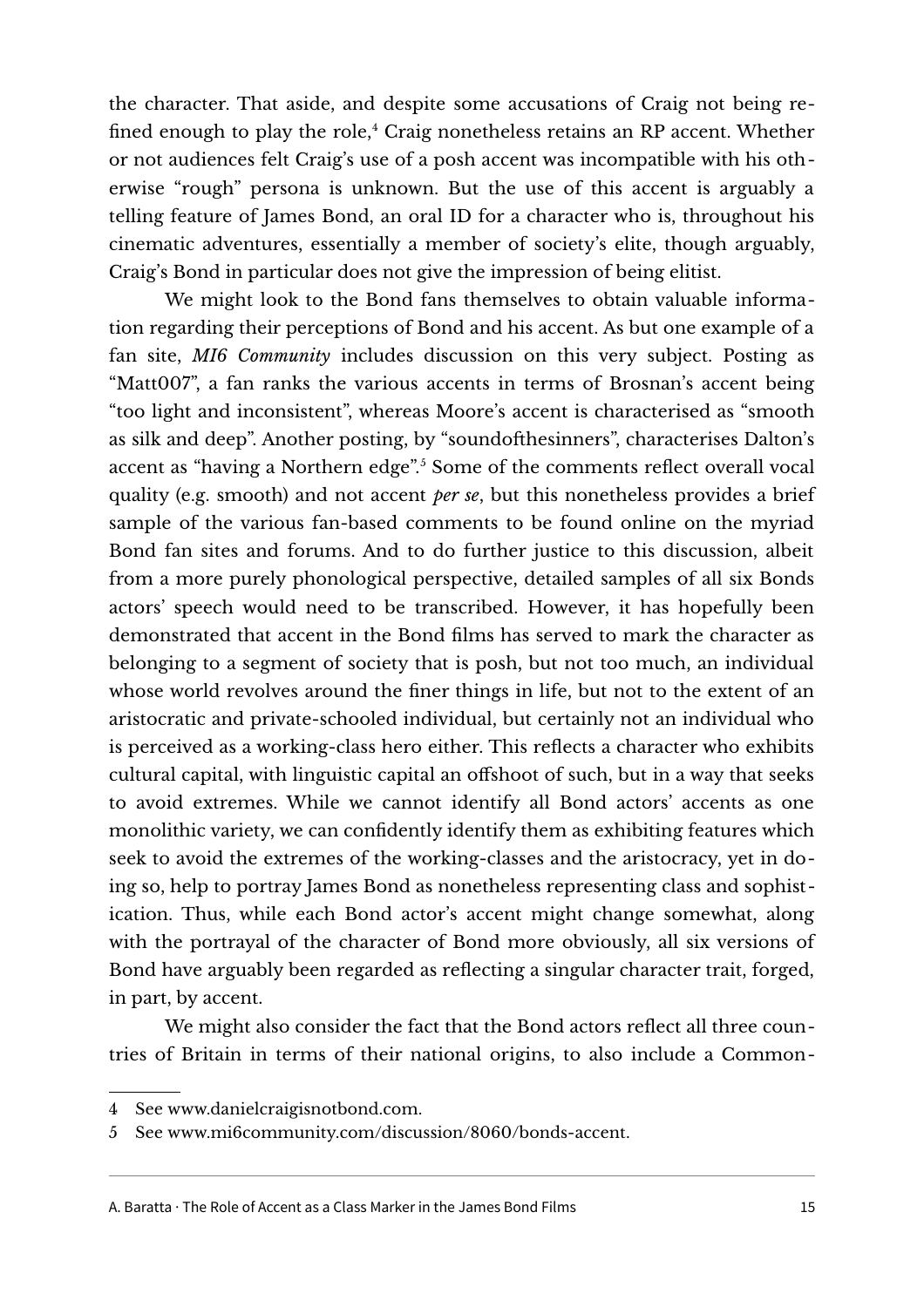the character. That aside, and despite some accusations of Craig not being refined enough to play the role,[4] Craig nonetheless retains an RP accent. Whether or not audiences felt Craig's use of a posh accent was incompatible with his otherwise "rough" persona is unknown. But the use of this accent is arguably a telling feature of James Bond, an oral ID for a character who is, throughout his cinematic adventures, essentially a member of society's elite, though arguably, Craig's Bond in particular does not give the impression of being elitist.

We might look to the Bond fans themselves to obtain valuable information regarding their perceptions of Bond and his accent. As but one example of a fan site, *MI6 Community* includes discussion on this very subject. Posting as "Matt007", a fan ranks the various accents in terms of Brosnan's accent being "too light and inconsistent", whereas Moore's accent is characterised as "smooth as silk and deep". Another posting, by "soundofthesinners", characterises Dalton's accent as "having a Northern edge".[5] Some of the comments reflect overall vocal quality (e.g. smooth) and not accent *per se*, but this nonetheless provides a brief sample of the various fan-based comments to be found online on the myriad Bond fan sites and forums. And to do further justice to this discussion, albeit from a more purely phonological perspective, detailed samples of all six Bonds actors' speech would need to be transcribed. However, it has hopefully been demonstrated that accent in the Bond films has served to mark the character as belonging to a segment of society that is posh, but not too much, an individual whose world revolves around the finer things in life, but not to the extent of an aristocratic and private-schooled individual, but certainly not an individual who is perceived as a working-class hero either. This reflects a character who exhibits cultural capital, with linguistic capital an offshoot of such, but in a way that seeks to avoid extremes. While we cannot identify all Bond actors' accents as one monolithic variety, we can confidently identify them as exhibiting features which seek to avoid the extremes of the working-classes and the aristocracy, yet in doing so, help to portray James Bond as nonetheless representing class and sophistication. Thus, while each Bond actor's accent might change somewhat, along with the portrayal of the character of Bond more obviously, all six versions of Bond have arguably been regarded as reflecting a singular character trait, forged, in part, by accent.

We might also consider the fact that the Bond actors reflect all three countries of Britain in terms of their national origins, to also include a Common-

---

4 See www.danielcraigisnotbond.com.

5 See www.mi6community.com/discussion/8060/bonds-accent.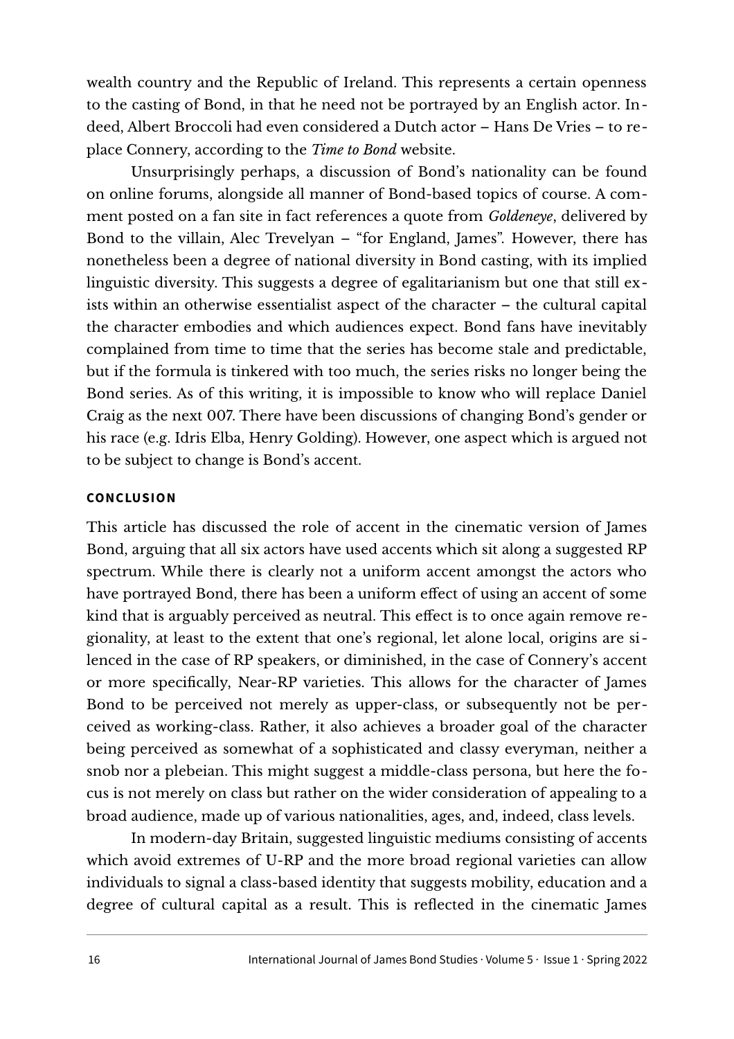wealth country and the Republic of Ireland. This represents a certain openness to the casting of Bond, in that he need not be portrayed by an English actor. Indeed, Albert Broccoli had even considered a Dutch actor – Hans De Vries – to replace Connery, according to the *Time to Bond* website.

Unsurprisingly perhaps, a discussion of Bond's nationality can be found on online forums, alongside all manner of Bond-based topics of course. A comment posted on a fan site in fact references a quote from *Goldeneye*, delivered by Bond to the villain, Alec Trevelyan – "for England, James". However, there has nonetheless been a degree of national diversity in Bond casting, with its implied linguistic diversity. This suggests a degree of egalitarianism but one that still exists within an otherwise essentialist aspect of the character – the cultural capital the character embodies and which audiences expect. Bond fans have inevitably complained from time to time that the series has become stale and predictable, but if the formula is tinkered with too much, the series risks no longer being the Bond series. As of this writing, it is impossible to know who will replace Daniel Craig as the next 007. There have been discussions of changing Bond's gender or his race (e.g. Idris Elba, Henry Golding). However, one aspect which is argued not to be subject to change is Bond's accent.

## CONCLUSION

This article has discussed the role of accent in the cinematic version of James Bond, arguing that all six actors have used accents which sit along a suggested RP spectrum. While there is clearly not a uniform accent amongst the actors who have portrayed Bond, there has been a uniform effect of using an accent of some kind that is arguably perceived as neutral. This effect is to once again remove regionality, at least to the extent that one's regional, let alone local, origins are silenced in the case of RP speakers, or diminished, in the case of Connery's accent or more specifically, Near-RP varieties. This allows for the character of James Bond to be perceived not merely as upper-class, or subsequently not be perceived as working-class. Rather, it also achieves a broader goal of the character being perceived as somewhat of a sophisticated and classy everyman, neither a snob nor a plebeian. This might suggest a middle-class persona, but here the focus is not merely on class but rather on the wider consideration of appealing to a broad audience, made up of various nationalities, ages, and, indeed, class levels.

In modern-day Britain, suggested linguistic mediums consisting of accents which avoid extremes of U-RP and the more broad regional varieties can allow individuals to signal a class-based identity that suggests mobility, education and a degree of cultural capital as a result. This is reflected in the cinematic James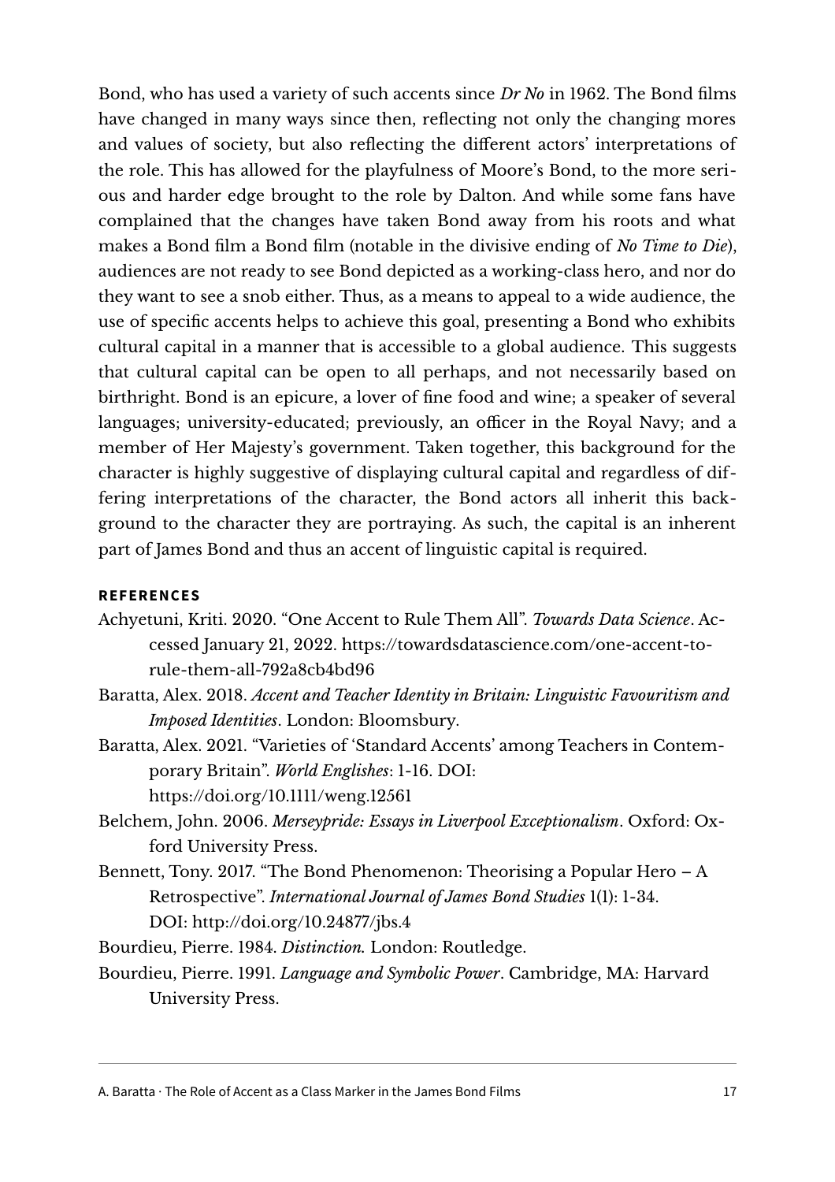Bond, who has used a variety of such accents since *Dr No* in 1962. The Bond films have changed in many ways since then, reflecting not only the changing mores and values of society, but also reflecting the different actors' interpretations of the role. This has allowed for the playfulness of Moore's Bond, to the more serious and harder edge brought to the role by Dalton. And while some fans have complained that the changes have taken Bond away from his roots and what makes a Bond film a Bond film (notable in the divisive ending of *No Time to Die*), audiences are not ready to see Bond depicted as a working-class hero, and nor do they want to see a snob either. Thus, as a means to appeal to a wide audience, the use of specific accents helps to achieve this goal, presenting a Bond who exhibits cultural capital in a manner that is accessible to a global audience. This suggests that cultural capital can be open to all perhaps, and not necessarily based on birthright. Bond is an epicure, a lover of fine food and wine; a speaker of several languages; university-educated; previously, an officer in the Royal Navy; and a member of Her Majesty's government. Taken together, this background for the character is highly suggestive of displaying cultural capital and regardless of differing interpretations of the character, the Bond actors all inherit this background to the character they are portraying. As such, the capital is an inherent part of James Bond and thus an accent of linguistic capital is required.

## REFERENCES

Achyetuni, Kriti. 2020. "One Accent to Rule Them All". *Towards Data Science*. Accessed January 21, 2022. https://towardsdatascience.com/one-accent-to-rule-them-all-792a8cb4bd96

Baratta, Alex. 2018. *Accent and Teacher Identity in Britain: Linguistic Favouritism and Imposed Identities*. London: Bloomsbury.

Baratta, Alex. 2021. "Varieties of 'Standard Accents' among Teachers in Contemporary Britain". *World Englishes*: 1-16. DOI: https://doi.org/10.1111/weng.12561

Belchem, John. 2006. *Merseypride: Essays in Liverpool Exceptionalism*. Oxford: Oxford University Press.

Bennett, Tony. 2017. "The Bond Phenomenon: Theorising a Popular Hero – A Retrospective". *International Journal of James Bond Studies* 1(1): 1-34. DOI: http://doi.org/10.24877/jbs.4

Bourdieu, Pierre. 1984. *Distinction.* London: Routledge.

Bourdieu, Pierre. 1991. *Language and Symbolic Power*. Cambridge, MA: Harvard University Press.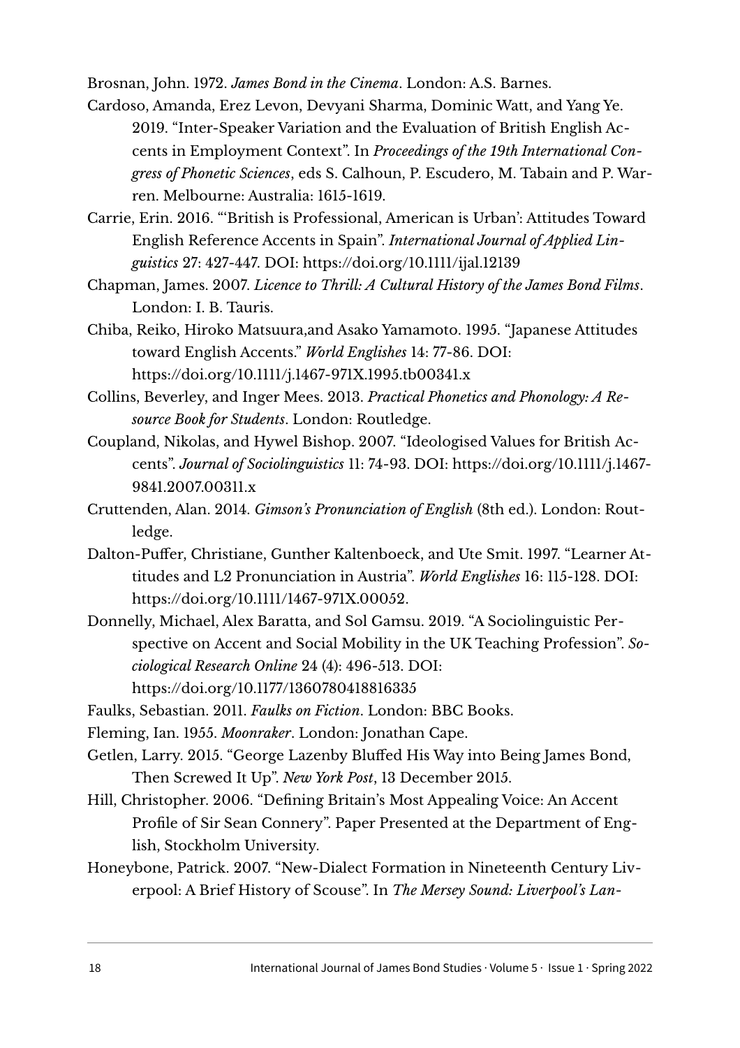Brosnan, John. 1972. *James Bond in the Cinema*. London: A.S. Barnes.

Cardoso, Amanda, Erez Levon, Devyani Sharma, Dominic Watt, and Yang Ye. 2019. "Inter-Speaker Variation and the Evaluation of British English Accents in Employment Context". In *Proceedings of the 19th International Congress of Phonetic Sciences*, eds S. Calhoun, P. Escudero, M. Tabain and P. Warren. Melbourne: Australia: 1615-1619.

Carrie, Erin. 2016. "'British is Professional, American is Urban': Attitudes Toward English Reference Accents in Spain". *International Journal of Applied Linguistics* 27: 427-447. DOI: https://doi.org/10.1111/ijal.12139

Chapman, James. 2007. *Licence to Thrill: A Cultural History of the James Bond Films*. London: I. B. Tauris.

Chiba, Reiko, Hiroko Matsuura,and Asako Yamamoto. 1995. "Japanese Attitudes toward English Accents." *World Englishes* 14: 77-86. DOI: https://doi.org/10.1111/j.1467-971X.1995.tb00341.x

Collins, Beverley, and Inger Mees. 2013. *Practical Phonetics and Phonology: A Resource Book for Students*. London: Routledge.

Coupland, Nikolas, and Hywel Bishop. 2007. "Ideologised Values for British Accents". *Journal of Sociolinguistics* 11: 74-93. DOI: https://doi.org/10.1111/j.1467-9841.2007.00311.x

Cruttenden, Alan. 2014. *Gimson's Pronunciation of English* (8th ed.). London: Routledge.

Dalton-Puffer, Christiane, Gunther Kaltenboeck, and Ute Smit. 1997. "Learner Attitudes and L2 Pronunciation in Austria". *World Englishes* 16: 115-128. DOI: https://doi.org/10.1111/1467-971X.00052.

Donnelly, Michael, Alex Baratta, and Sol Gamsu. 2019. "A Sociolinguistic Perspective on Accent and Social Mobility in the UK Teaching Profession". *Sociological Research Online* 24 (4): 496-513. DOI: https://doi.org/10.1177/1360780418816335

Faulks, Sebastian. 2011. *Faulks on Fiction*. London: BBC Books.

Fleming, Ian. 1955. *Moonraker*. London: Jonathan Cape.

Getlen, Larry. 2015. "George Lazenby Bluffed His Way into Being James Bond, Then Screwed It Up". *New York Post*, 13 December 2015.

Hill, Christopher. 2006. "Defining Britain's Most Appealing Voice: An Accent Profile of Sir Sean Connery". Paper Presented at the Department of English, Stockholm University.

Honeybone, Patrick. 2007. "New-Dialect Formation in Nineteenth Century Liverpool: A Brief History of Scouse". In *The Mersey Sound: Liverpool's Lan-*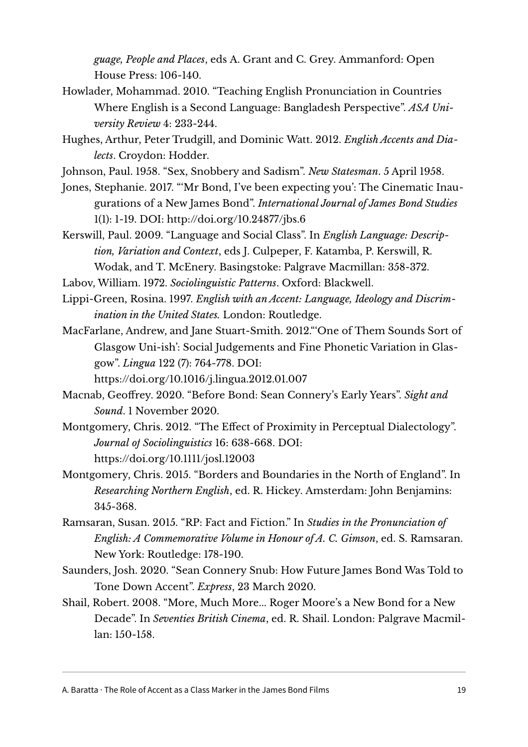*guage, People and Places*, eds A. Grant and C. Grey. Ammanford: Open House Press: 106-140.

Howlader, Mohammad. 2010. "Teaching English Pronunciation in Countries Where English is a Second Language: Bangladesh Perspective". *ASA University Review* 4: 233-244.

Hughes, Arthur, Peter Trudgill, and Dominic Watt. 2012. *English Accents and Dialects*. Croydon: Hodder.

Johnson, Paul. 1958. "Sex, Snobbery and Sadism". *New Statesman*. 5 April 1958.

Jones, Stephanie. 2017. "'Mr Bond, I've been expecting you': The Cinematic Inaugurations of a New James Bond". *International Journal of James Bond Studies* 1(1): 1-19. DOI: http://doi.org/10.24877/jbs.6

Kerswill, Paul. 2009. "Language and Social Class". In *English Language: Description, Variation and Context*, eds J. Culpeper, F. Katamba, P. Kerswill, R. Wodak, and T. McEnery. Basingstoke: Palgrave Macmillan: 358-372.

Labov, William. 1972. *Sociolinguistic Patterns*. Oxford: Blackwell.

Lippi-Green, Rosina. 1997. *English with an Accent: Language, Ideology and Discrimination in the United States.* London: Routledge.

MacFarlane, Andrew, and Jane Stuart-Smith. 2012."'One of Them Sounds Sort of Glasgow Uni-ish': Social Judgements and Fine Phonetic Variation in Glasgow". *Lingua* 122 (7): 764-778. DOI: https://doi.org/10.1016/j.lingua.2012.01.007

Macnab, Geoffrey. 2020. "Before Bond: Sean Connery's Early Years". *Sight and Sound*. 1 November 2020.

Montgomery, Chris. 2012. "The Effect of Proximity in Perceptual Dialectology". *Journal of Sociolinguistics* 16: 638-668. DOI: https://doi.org/10.1111/josl.12003

Montgomery, Chris. 2015. "Borders and Boundaries in the North of England". In *Researching Northern English*, ed. R. Hickey. Amsterdam: John Benjamins: 345-368.

Ramsaran, Susan. 2015. "RP: Fact and Fiction." In *Studies in the Pronunciation of English: A Commemorative Volume in Honour of A. C. Gimson*, ed. S. Ramsaran. New York: Routledge: 178-190.

Saunders, Josh. 2020. "Sean Connery Snub: How Future James Bond Was Told to Tone Down Accent". *Express*, 23 March 2020.

Shail, Robert. 2008. "More, Much More... Roger Moore's a New Bond for a New Decade". In *Seventies British Cinema*, ed. R. Shail. London: Palgrave Macmillan: 150-158.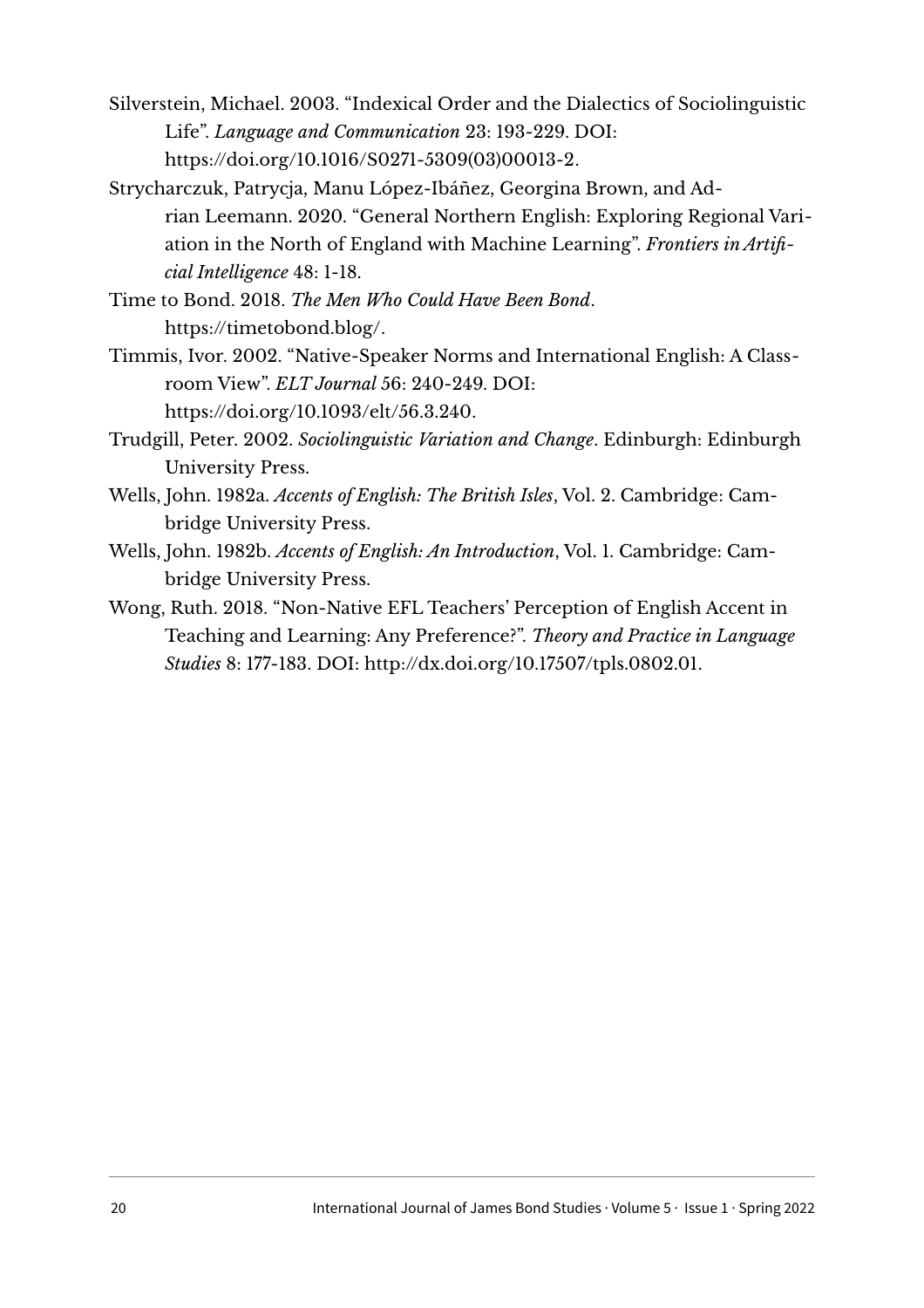Silverstein, Michael. 2003. "Indexical Order and the Dialectics of Sociolinguistic Life". *Language and Communication* 23: 193-229. DOI: https://doi.org/10.1016/S0271-5309(03)00013-2.

Strycharczuk, Patrycja, Manu López-Ibáñez, Georgina Brown, and Adrian Leemann. 2020. "General Northern English: Exploring Regional Variation in the North of England with Machine Learning". *Frontiers in Artificial Intelligence* 48: 1-18.

Time to Bond. 2018. *The Men Who Could Have Been Bond*. https://timetobond.blog/.

Timmis, Ivor. 2002. "Native-Speaker Norms and International English: A Classroom View". *ELT Journal* 56: 240-249. DOI: https://doi.org/10.1093/elt/56.3.240.

Trudgill, Peter. 2002. *Sociolinguistic Variation and Change*. Edinburgh: Edinburgh University Press.

Wells, John. 1982a. *Accents of English: The British Isles*, Vol. 2. Cambridge: Cambridge University Press.

Wells, John. 1982b. *Accents of English: An Introduction*, Vol. 1. Cambridge: Cambridge University Press.

Wong, Ruth. 2018. "Non-Native EFL Teachers' Perception of English Accent in Teaching and Learning: Any Preference?". *Theory and Practice in Language Studies* 8: 177-183. DOI: http://dx.doi.org/10.17507/tpls.0802.01.